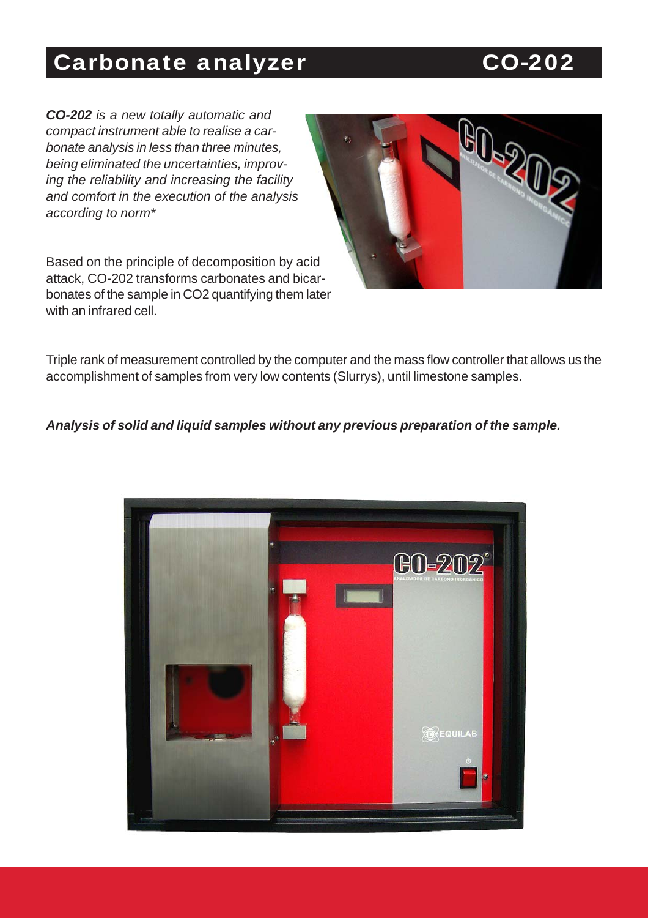# Carbonate analyzer CO-202

***CO-202*** *is a new totally automatic and compact instrument able to realise a carbonate analysis in less than three minutes, being eliminated the uncertainties, improving the reliability and increasing the facility and comfort in the execution of the analysis according to norm**

Based on the principle of decomposition by acid attack, CO-202 transforms carbonates and bicarbonates of the sample in CO2 quantifying them later with an infrared cell.

Triple rank of measurement controlled by the computer and the mass flow controller that allows us the accomplishment of samples from very low contents (Slurrys), until limestone samples.

***Analysis of solid and liquid samples without any previous preparation of the sample.***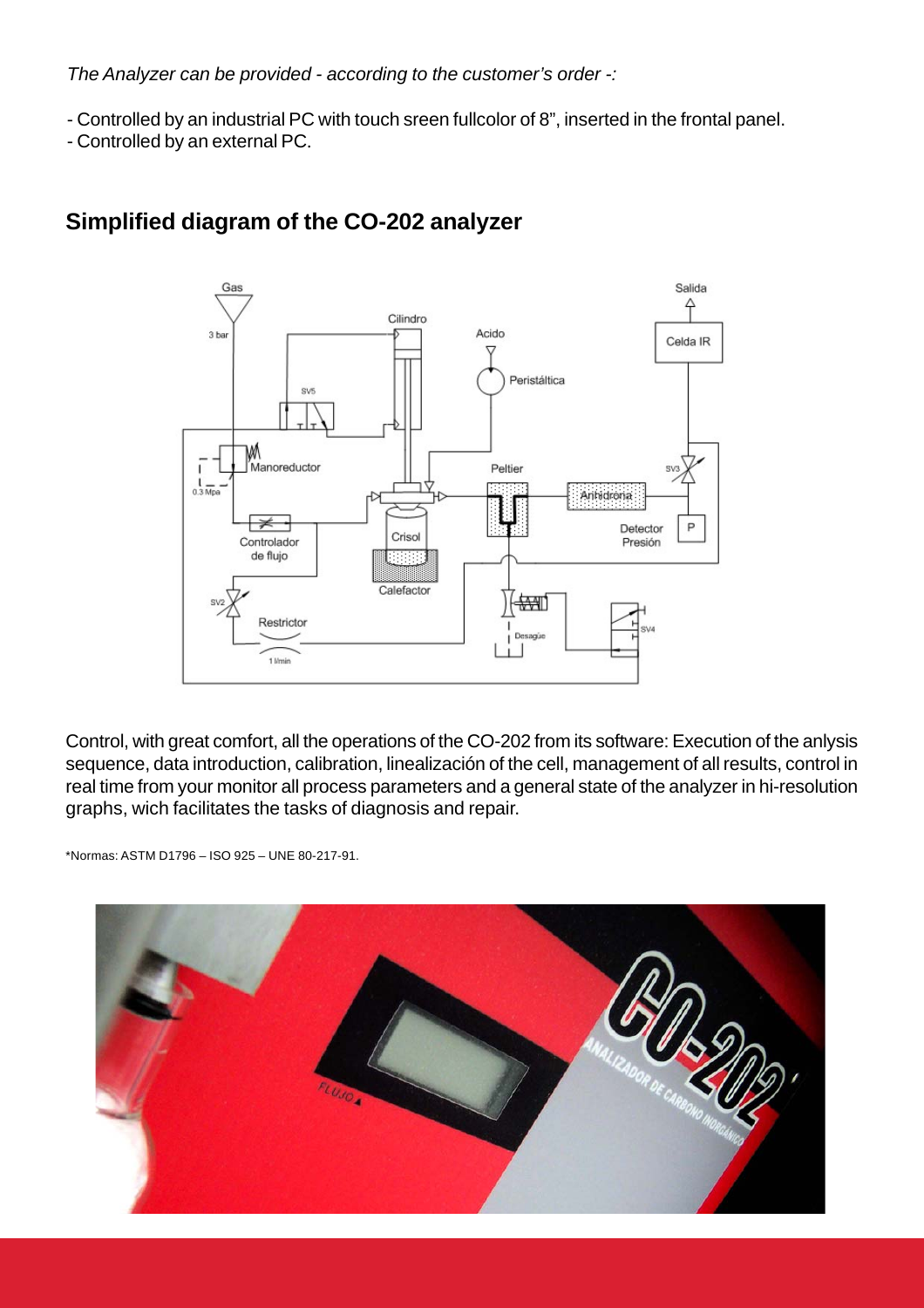*The Analyzer can be provided - according to the customer's order -:*

- Controlled by an industrial PC with touch sreen fullcolor of 8", inserted in the frontal panel.
- Controlled by an external PC.

## Simplified diagram of the CO-202 analyzer

Control, with great comfort, all the operations of the CO-202 from its software: Execution of the anlysis sequence, data introduction, calibration, linealización of the cell, management of all results, control in real time from your monitor all process parameters and a general state of the analyzer in hi-resolution graphs, wich facilitates the tasks of diagnosis and repair.

*Normas: ASTM D1796 – ISO 925 – UNE 80-217-91.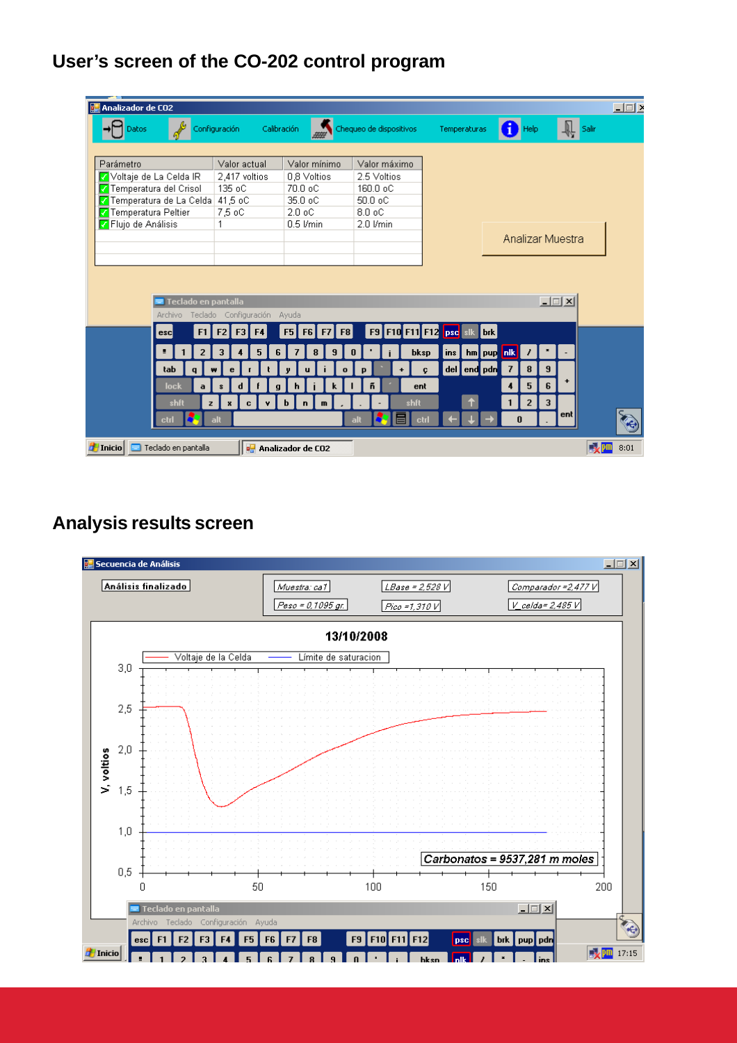## User's screen of the CO-202 control program

**Analizador de CO2**

Datos | Configuración | Calibración | Chequeo de dispositivos | Temperaturas | Help | Salir

| Parámetro | Valor actual | Valor mínimo | Valor máximo |
|---|---|---|---|
| Voltaje de La Celda IR | 2,417 voltios | 0,8 Voltios | 2.5 Voltios |
| Temperatura del Crisol | 135 oC | 70.0 oC | 160.0 oC |
| Temperatura de La Celda | 41,5 oC | 35.0 oC | 50.0 oC |
| Temperatura Peltier | 7,5 oC | 2.0 oC | 8.0 oC |
| Flujo de Análisis | 1 | 0.5 l/min | 2.0 l/min |

Analizar Muestra

## Analysis results screen

**Secuencia de Análisis**

Análisis finalizado

Muestra: ca1 | LBase = 2,528 V | Comparador = 2,477 V
Peso = 0,1095 gr. | Pico = 1,310 V | V_celda = 2,485 V

13/10/2008

Voltaje de la Celda — Límite de saturacion

Carbonatos = 9537,281 m moles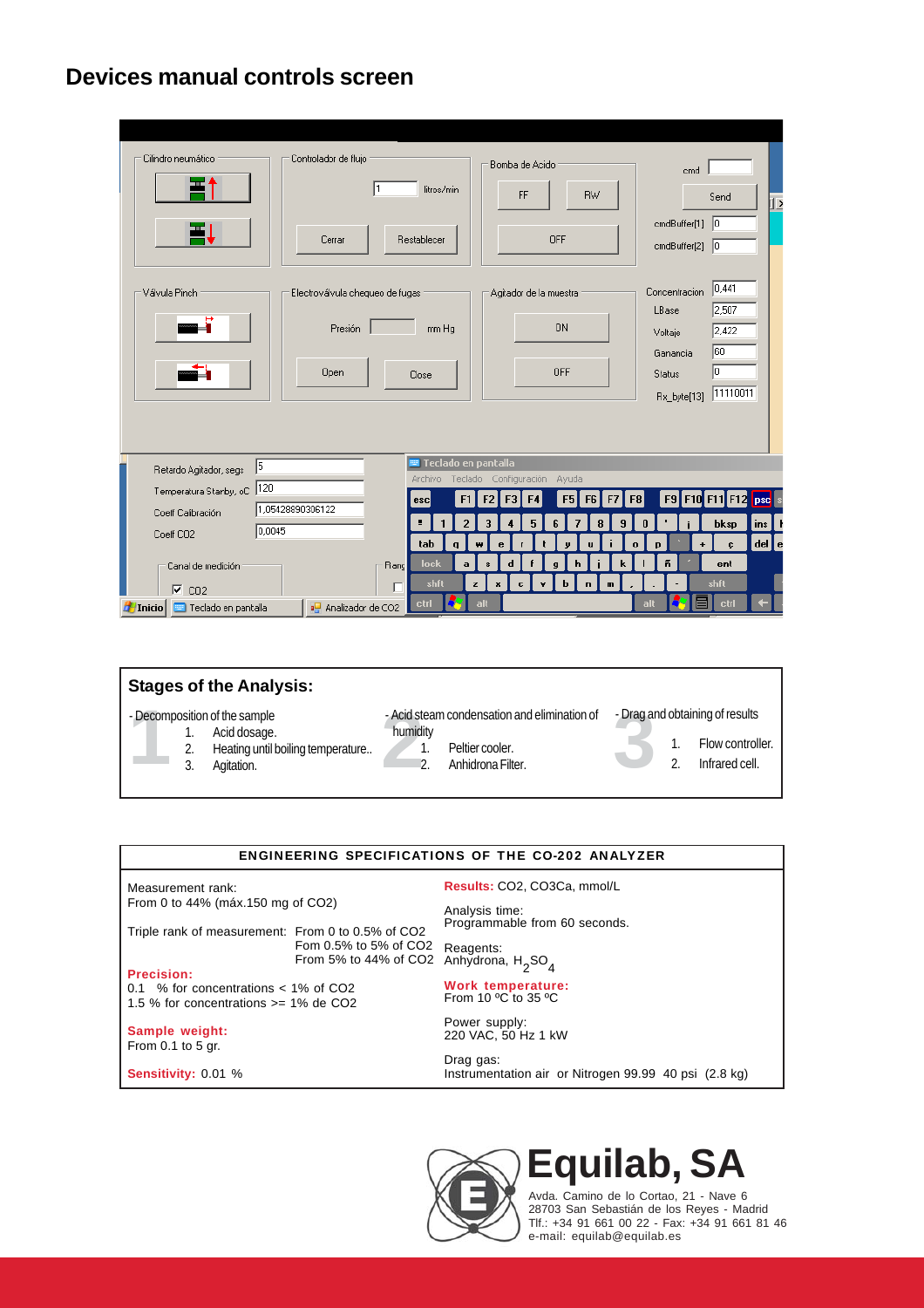## Devices manual controls screen

### Stages of the Analysis:

1 - Decomposition of the sample
1. Acid dosage.
2. Heating until boiling temperature..
3. Agitation.

2 - Acid steam condensation and elimination of humidity
1. Peltier cooler.
2. Anhidrona Filter.

3 - Drag and obtaining of results
1. Flow controller.
2. Infrared cell.

| ENGINEERING SPECIFICATIONS OF THE CO-202 ANALYZER | |
|---|---|
| Measurement rank: From 0 to 44% (máx.150 mg of CO2) | **Results:** CO2, CO3Ca, mmol/L |
| Triple rank of measurement: From 0 to 0.5% of CO2; Fom 0.5% to 5% of CO2; From 5% to 44% of CO2 | Analysis time: Programmable from 60 seconds. |
| | Reagents: Anhydrona, $H_2SO_4$ |
| **Precision:** 0.1 % for concentrations < 1% of CO2; 1.5 % for concentrations >= 1% de CO2 | **Work temperature:** From 10 ºC to 35 ºC |
| **Sample weight:** From 0.1 to 5 gr. | Power supply: 220 VAC, 50 Hz 1 kW |
| **Sensitivity:** 0.01 % | Drag gas: Instrumentation air or Nitrogen 99.99 40 psi (2.8 kg) |

**Equilab, SA**
Avda. Camino de lo Cortao, 21 - Nave 6
28703 San Sebastián de los Reyes - Madrid
Tlf.: +34 91 661 00 22 - Fax: +34 91 661 81 46
e-mail: equilab@equilab.es